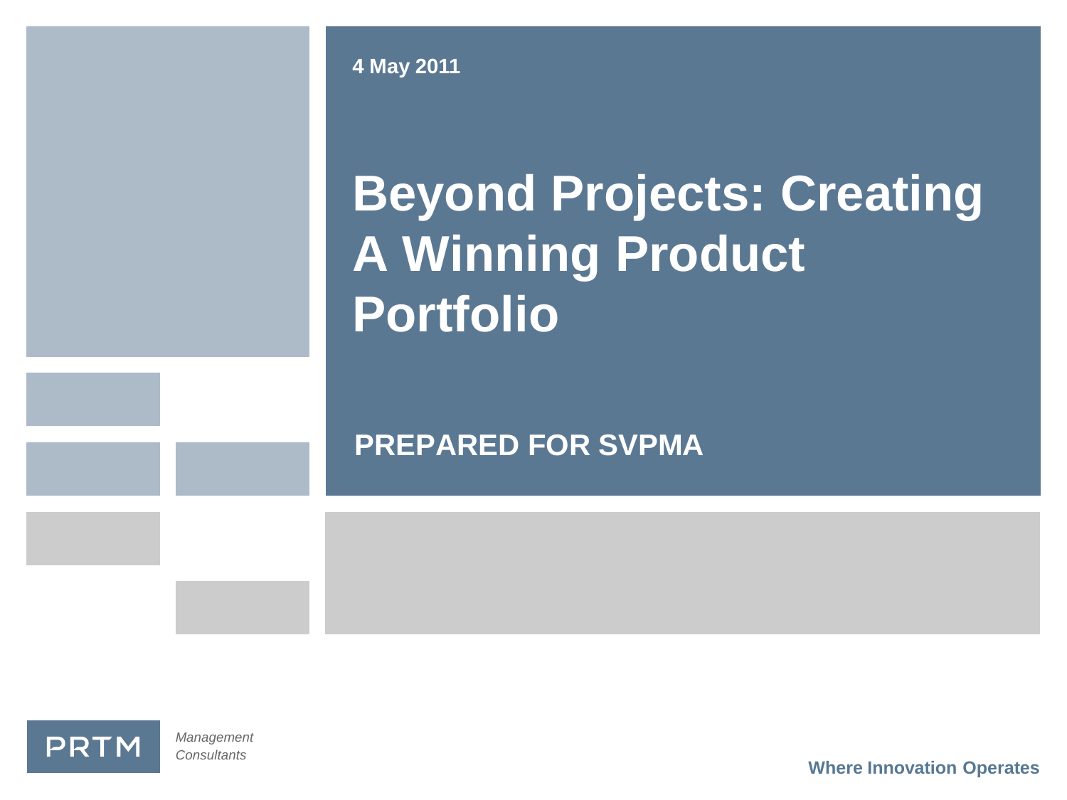4 May 2011

# Beyond Projects: Creating A Winning Product Portfolio

## PREPARED FOR SVPMA

PRTM

*Management Consultants*

**Where Innovation Operates**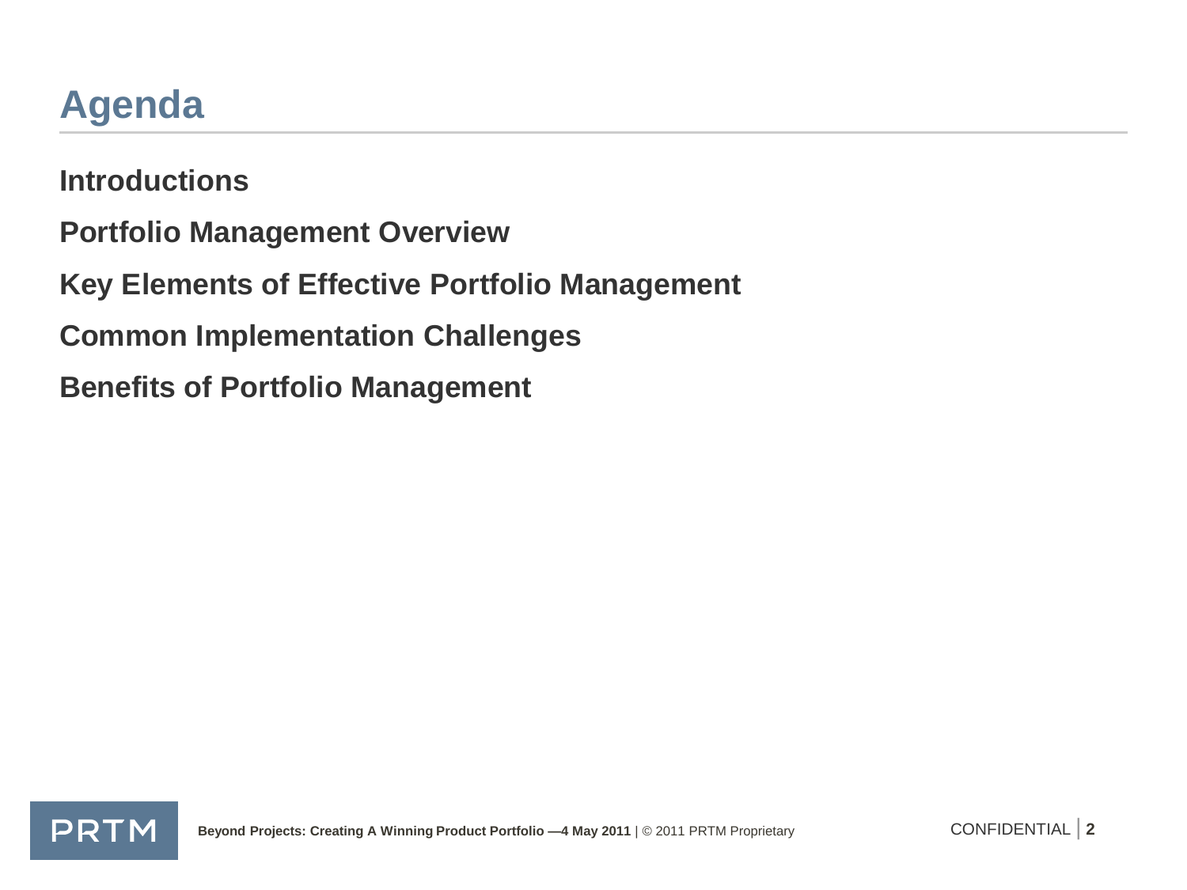# Agenda

**Introductions**

**Portfolio Management Overview**

**Key Elements of Effective Portfolio Management**

**Common Implementation Challenges**

**Benefits of Portfolio Management**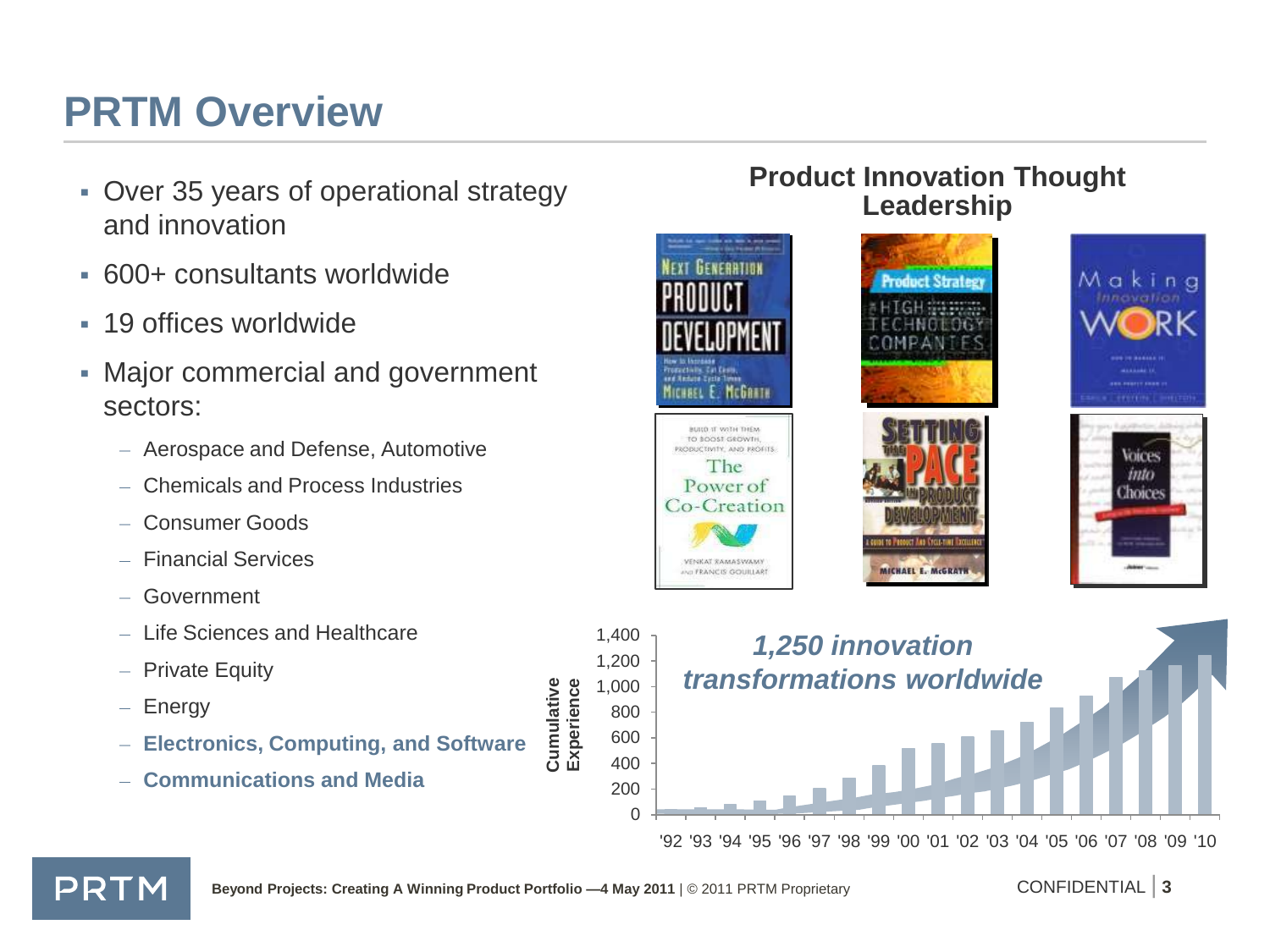# PRTM Overview

- Over 35 years of operational strategy and innovation
- 600+ consultants worldwide
- 19 offices worldwide
- Major commercial and government sectors:
  - Aerospace and Defense, Automotive
  - Chemicals and Process Industries
  - Consumer Goods
  - Financial Services
  - Government
  - Life Sciences and Healthcare
  - Private Equity
  - Energy
  - **Electronics, Computing, and Software**
  - **Communications and Media**

## Product Innovation Thought Leadership

- Next Generation Product Development — Michael E. McGrath
- Product Strategy for High Technology Companies
- Making Innovation Work
- The Power of Co-Creation — Venkat Ramaswamy and Francis Gouillart
- Setting the PACE in Product Development — Michael E. McGrath
- Voices into Choices

*1,250 innovation transformations worldwide*

Cumulative Experience

| Year | '92 | '93 | '94 | '95 | '96 | '97 | '98 | '99 | '00 | '01 | '02 | '03 | '04 | '05 | '06 | '07 | '08 | '09 | '10 |
|---|---|---|---|---|---|---|---|---|---|---|---|---|---|---|---|---|---|---|---|
| Axis: 0 – 1,400 | | | | | | | | | | | | | | | | | | | 1,250 |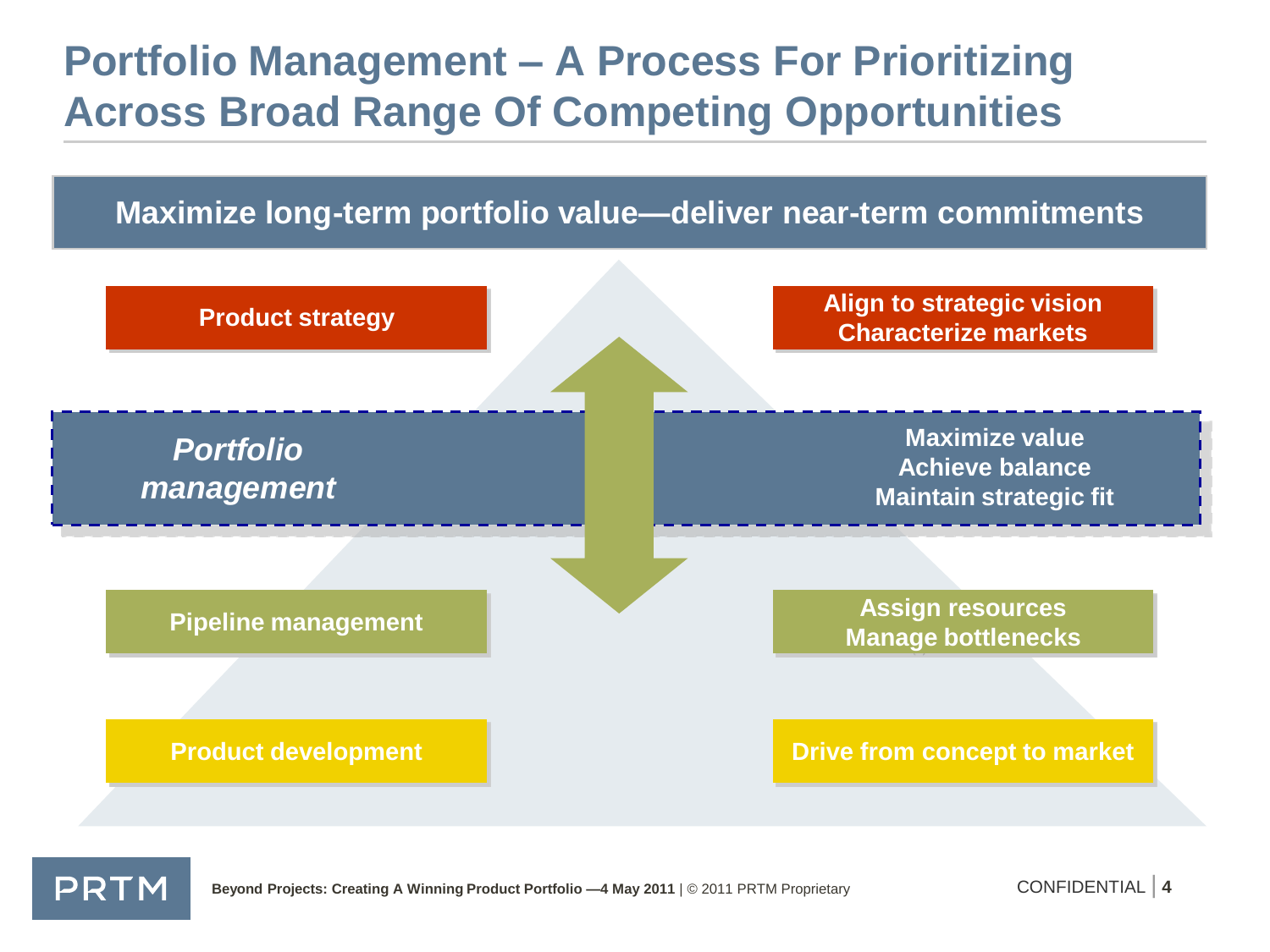# Portfolio Management – A Process For Prioritizing Across Broad Range Of Competing Opportunities

**Maximize long-term portfolio value—deliver near-term commitments**

| Level | Focus |
| --- | --- |
| **Product strategy** | **Align to strategic vision**<br>**Characterize markets** |
| ***Portfolio management*** | **Maximize value**<br>**Achieve balance**<br>**Maintain strategic fit** |
| **Pipeline management** | **Assign resources**<br>**Manage bottlenecks** |
| **Product development** | **Drive from concept to market** |

**Beyond Projects: Creating A Winning Product Portfolio —4 May 2011** | © 2011 PRTM Proprietary

CONFIDENTIAL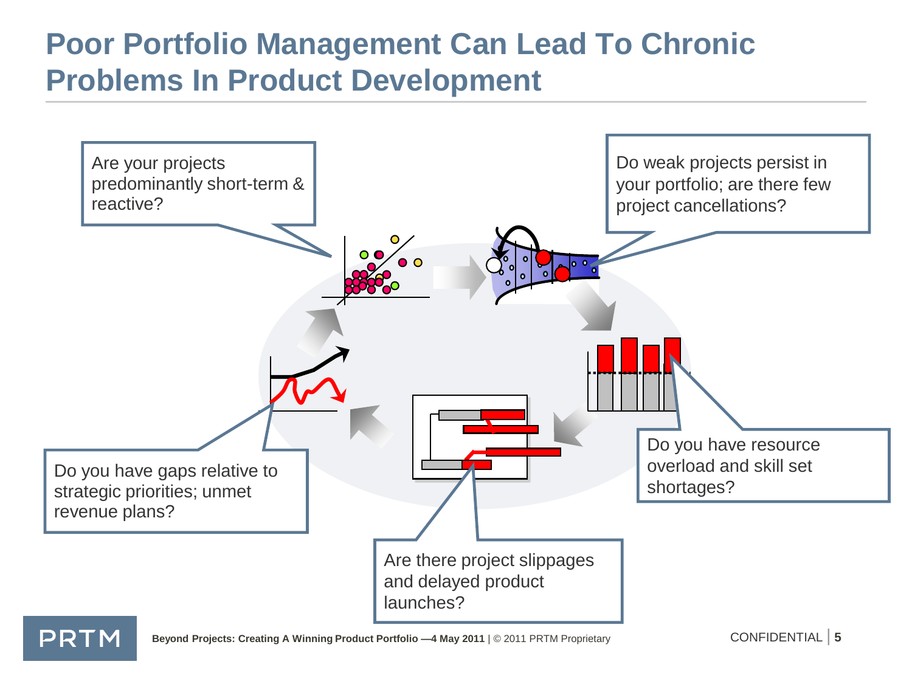# Poor Portfolio Management Can Lead To Chronic Problems In Product Development

Are your projects predominantly short-term & reactive?

Do weak projects persist in your portfolio; are there few project cancellations?

Do you have resource overload and skill set shortages?

Are there project slippages and delayed product launches?

Do you have gaps relative to strategic priorities; unmet revenue plans?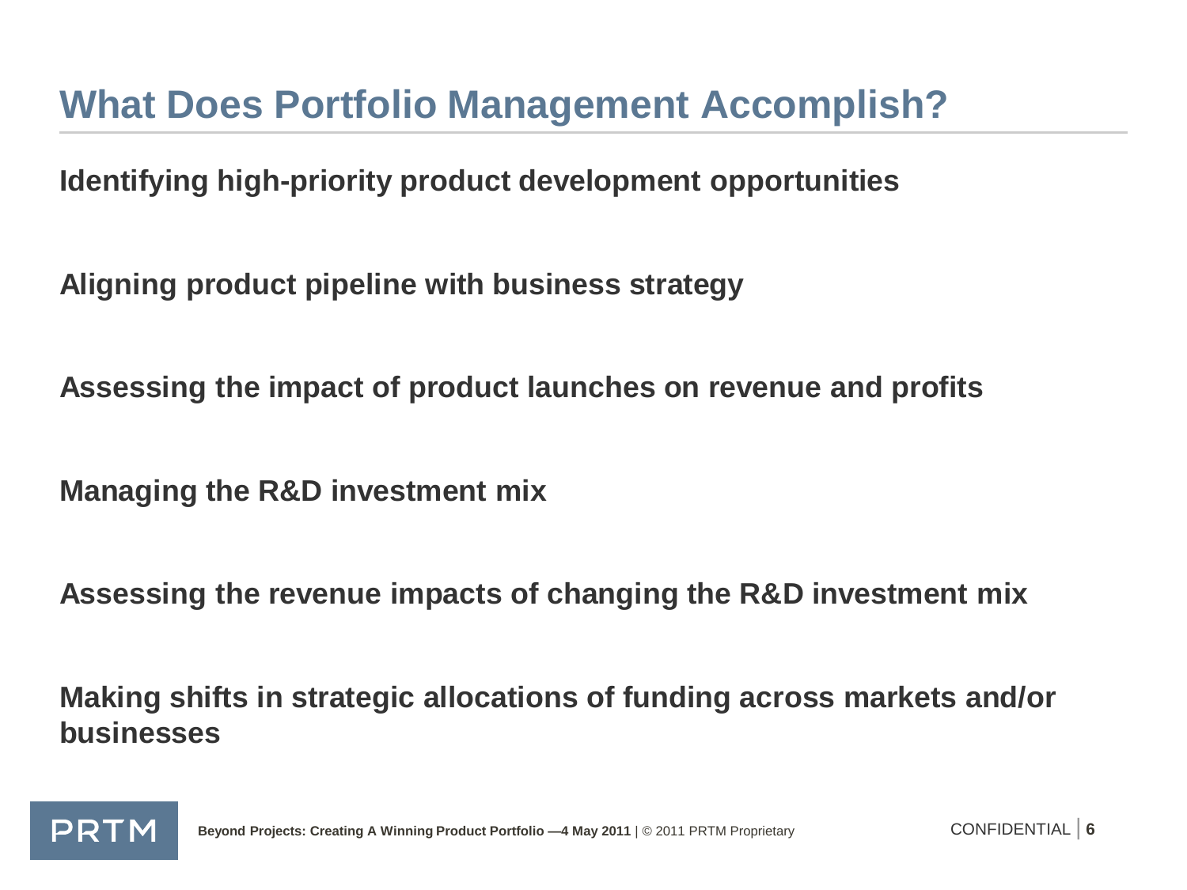# What Does Portfolio Management Accomplish?

**Identifying high-priority product development opportunities**

**Aligning product pipeline with business strategy**

**Assessing the impact of product launches on revenue and profits**

**Managing the R&D investment mix**

**Assessing the revenue impacts of changing the R&D investment mix**

**Making shifts in strategic allocations of funding across markets and/or businesses**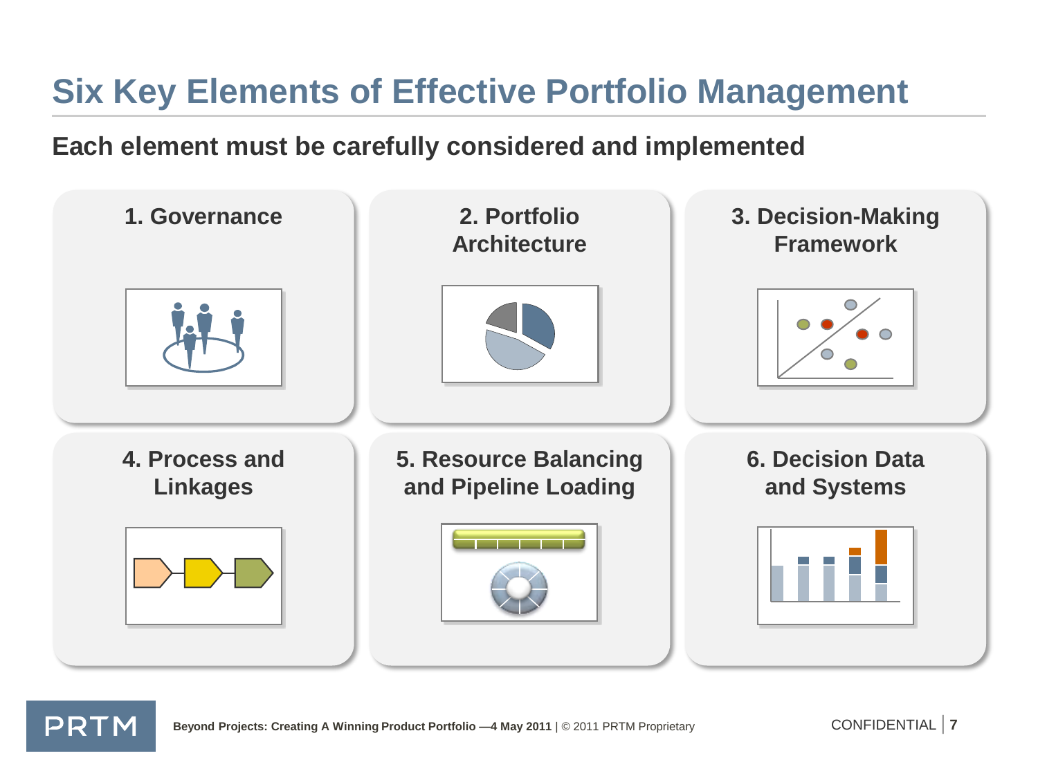# Six Key Elements of Effective Portfolio Management

**Each element must be carefully considered and implemented**

1. Governance
2. Portfolio Architecture
3. Decision-Making Framework
4. Process and Linkages
5. Resource Balancing and Pipeline Loading
6. Decision Data and Systems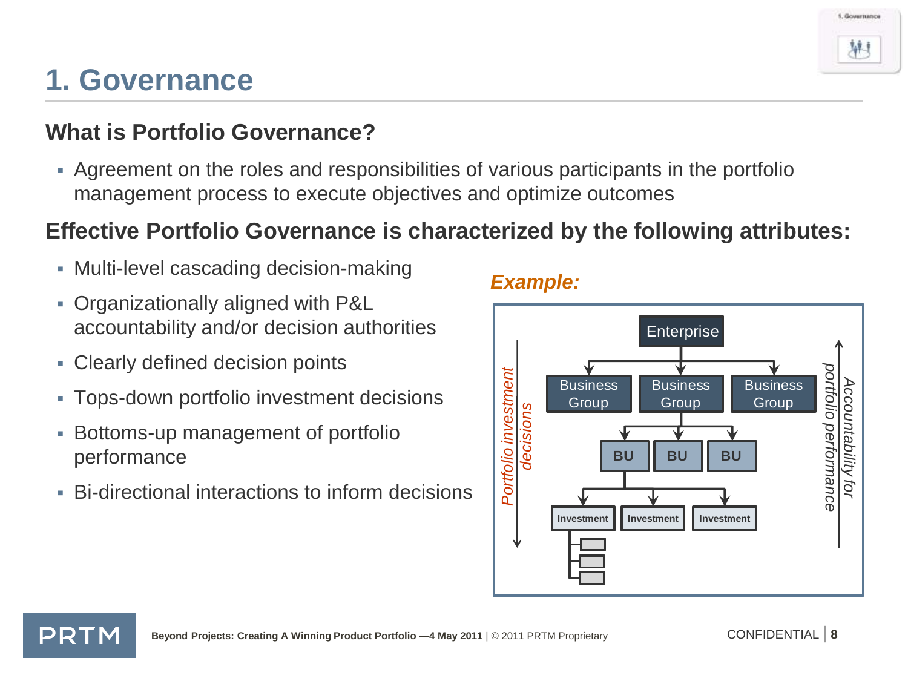# 1. Governance

## What is Portfolio Governance?

- Agreement on the roles and responsibilities of various participants in the portfolio management process to execute objectives and optimize outcomes

## Effective Portfolio Governance is characterized by the following attributes:

- Multi-level cascading decision-making
- Organizationally aligned with P&L accountability and/or decision authorities
- Clearly defined decision points
- Tops-down portfolio investment decisions
- Bottoms-up management of portfolio performance
- Bi-directional interactions to inform decisions

***Example:***

Enterprise → Business Group, Business Group, Business Group → BU, BU, BU → Investment, Investment, Investment

*Portfolio investment decisions* (top-down)

*Accountability for portfolio performance* (bottom-up)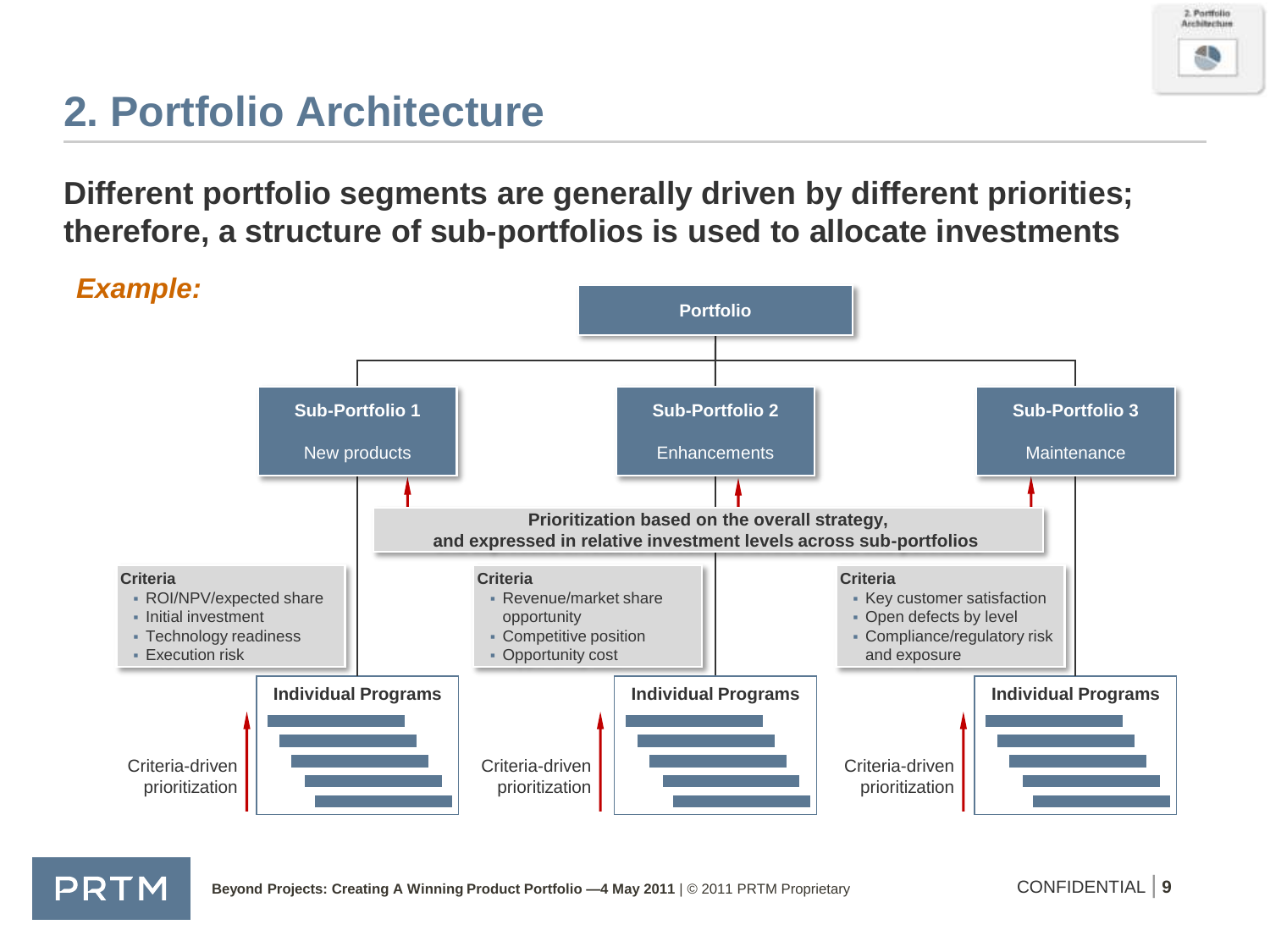# 2. Portfolio Architecture

**Different portfolio segments are generally driven by different priorities; therefore, a structure of sub-portfolios is used to allocate investments**

***Example:***

**Portfolio**

**Sub-Portfolio 1**
New products

**Sub-Portfolio 2**
Enhancements

**Sub-Portfolio 3**
Maintenance

**Prioritization based on the overall strategy, and expressed in relative investment levels across sub-portfolios**

**Criteria**
- ROI/NPV/expected share
- Initial investment
- Technology readiness
- Execution risk

**Criteria**
- Revenue/market share opportunity
- Competitive position
- Opportunity cost

**Criteria**
- Key customer satisfaction
- Open defects by level
- Compliance/regulatory risk and exposure

**Individual Programs**

Criteria-driven prioritization

**Individual Programs**

Criteria-driven prioritization

**Individual Programs**

Criteria-driven prioritization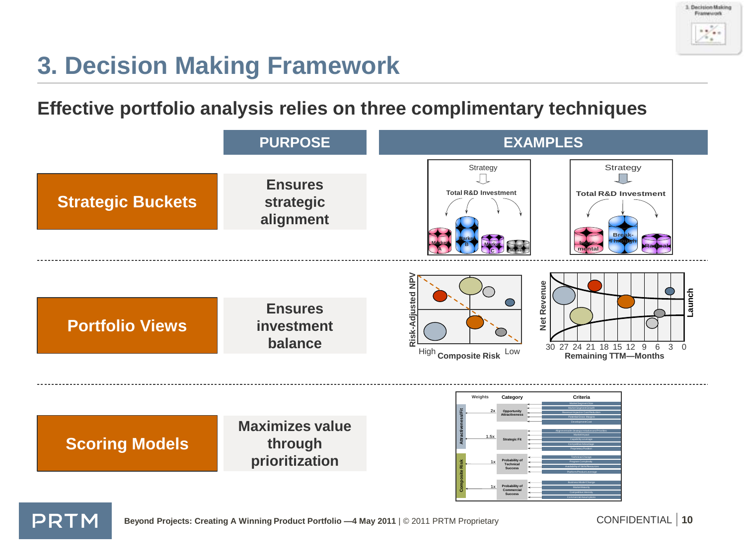# 3. Decision Making Framework

## Effective portfolio analysis relies on three complimentary techniques

| | PURPOSE | EXAMPLES |
|---|---|---|
| **Strategic Buckets** | Ensures strategic alignment | |
| **Portfolio Views** | Ensures investment balance | |
| **Scoring Models** | Maximizes value through prioritization | |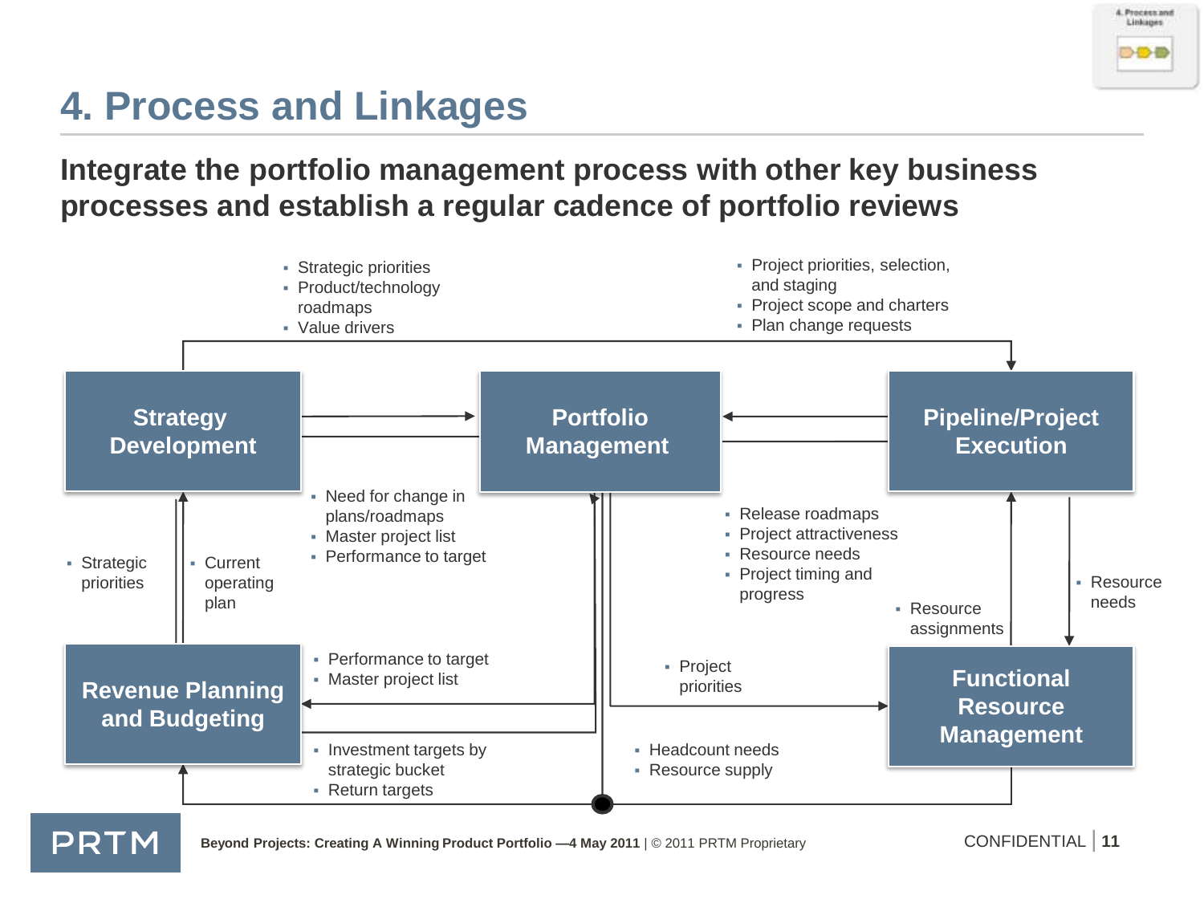# 4. Process and Linkages

## Integrate the portfolio management process with other key business processes and establish a regular cadence of portfolio reviews

**Strategy Development**

**Portfolio Management**

**Pipeline/Project Execution**

**Revenue Planning and Budgeting**

**Functional Resource Management**

- Strategic priorities
- Product/technology roadmaps
- Value drivers

- Project priorities, selection, and staging
- Project scope and charters
- Plan change requests

- Need for change in plans/roadmaps
- Master project list
- Performance to target

- Strategic priorities

- Current operating plan

- Release roadmaps
- Project attractiveness
- Resource needs
- Project timing and progress

- Resource assignments

- Resource needs

- Performance to target
- Master project list

- Project priorities

- Investment targets by strategic bucket
- Return targets

- Headcount needs
- Resource supply

Beyond Projects: Creating A Winning Product Portfolio —4 May 2011 | © 2011 PRTM Proprietary

CONFIDENTIAL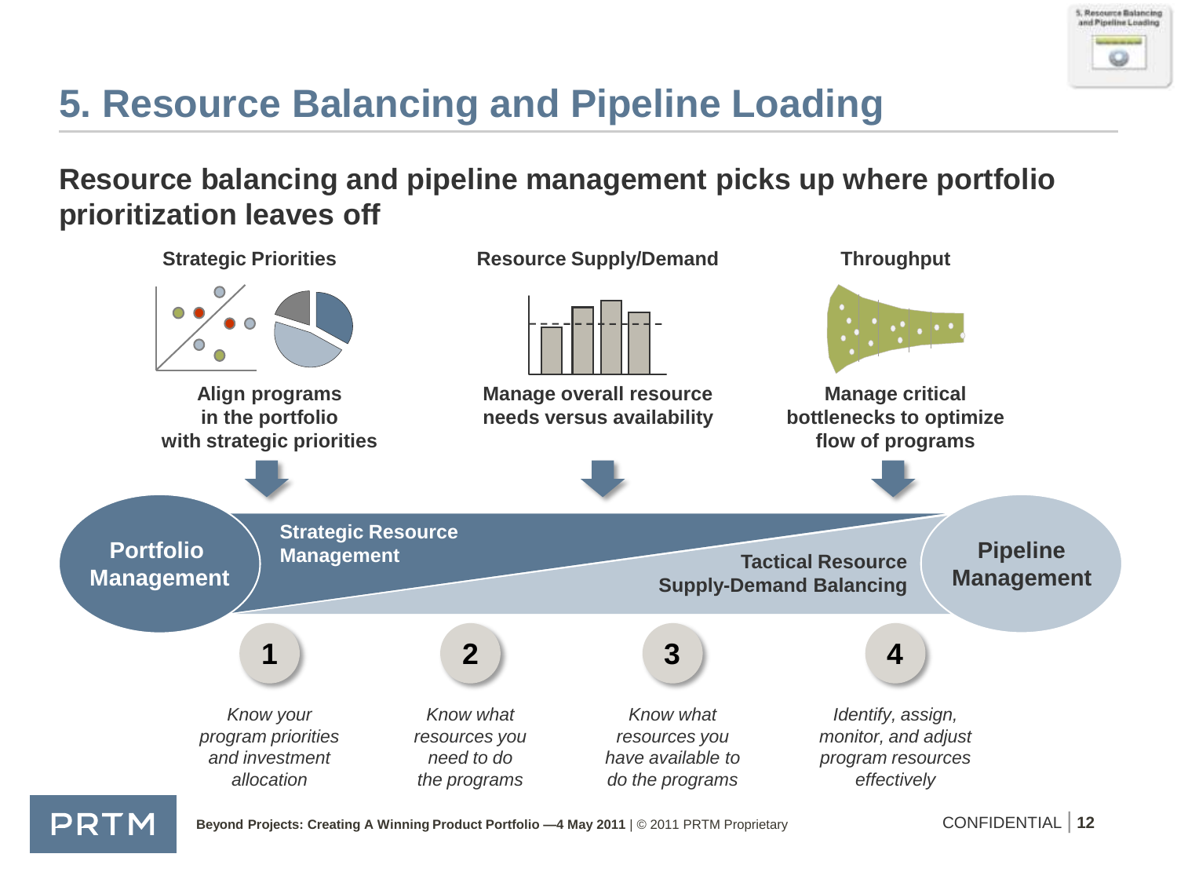# 5. Resource Balancing and Pipeline Loading

## Resource balancing and pipeline management picks up where portfolio prioritization leaves off

**Strategic Priorities**

**Align programs in the portfolio with strategic priorities**

**Resource Supply/Demand**

**Manage overall resource needs versus availability**

**Throughput**

**Manage critical bottlenecks to optimize flow of programs**

**Portfolio Management**

**Strategic Resource Management**

**Tactical Resource Supply-Demand Balancing**

**Pipeline Management**

**1** *Know your program priorities and investment allocation*

**2** *Know what resources you need to do the programs*

**3** *Know what resources you have available to do the programs*

**4** *Identify, assign, monitor, and adjust program resources effectively*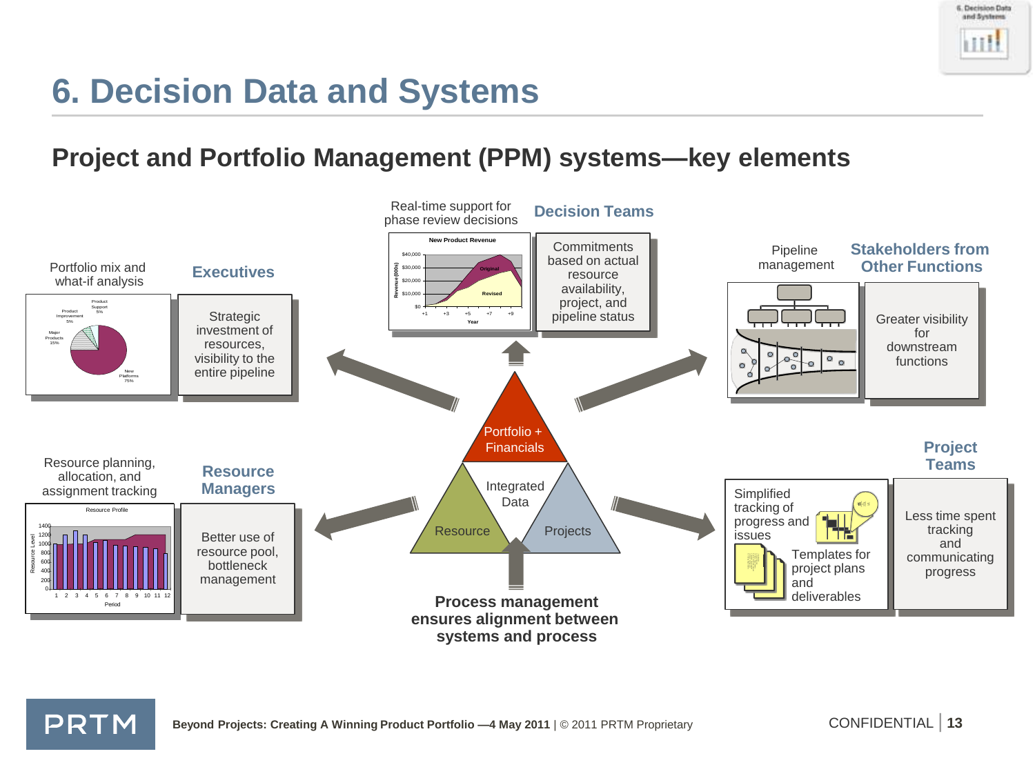# 6. Decision Data and Systems

## Project and Portfolio Management (PPM) systems—key elements

**Executives**

Portfolio mix and what-if analysis

Strategic investment of resources, visibility to the entire pipeline

**Decision Teams**

Real-time support for phase review decisions

Commitments based on actual resource availability, project, and pipeline status

**Stakeholders from Other Functions**

Pipeline management

Greater visibility for downstream functions

**Resource Managers**

Resource planning, allocation, and assignment tracking

Better use of resource pool, bottleneck management

**Project Teams**

Simplified tracking of progress and issues

Templates for project plans and deliverables

Less time spent tracking and communicating progress

Portfolio + Financials

Integrated Data

Resource

Projects

**Process management ensures alignment between systems and process**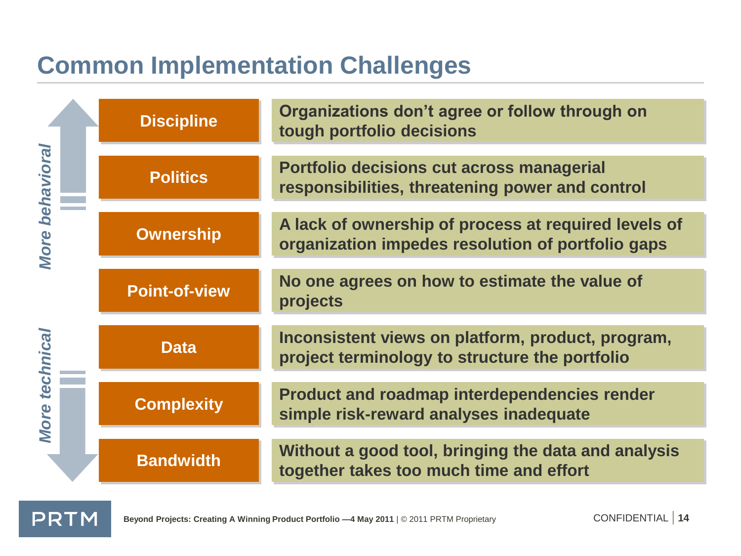# Common Implementation Challenges

*More behavioral* ↑

| Challenge | Description |
| --- | --- |
| **Discipline** | Organizations don't agree or follow through on tough portfolio decisions |
| **Politics** | Portfolio decisions cut across managerial responsibilities, threatening power and control |
| **Ownership** | A lack of ownership of process at required levels of organization impedes resolution of portfolio gaps |
| **Point-of-view** | No one agrees on how to estimate the value of projects |
| **Data** | Inconsistent views on platform, product, program, project terminology to structure the portfolio |
| **Complexity** | Product and roadmap interdependencies render simple risk-reward analyses inadequate |
| **Bandwidth** | Without a good tool, bringing the data and analysis together takes too much time and effort |

*More technical* ↓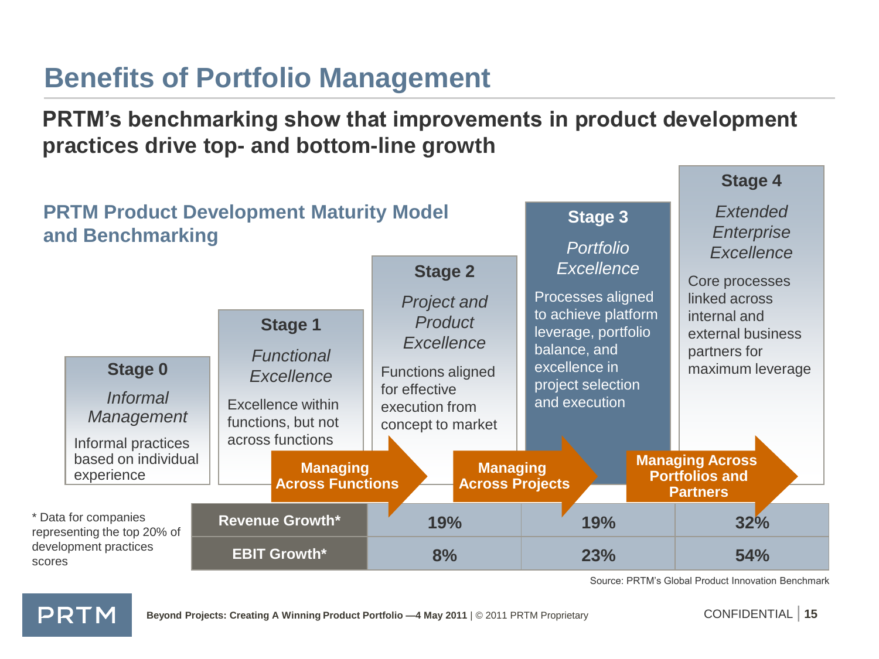# Benefits of Portfolio Management

**PRTM's benchmarking show that improvements in product development practices drive top- and bottom-line growth**

## PRTM Product Development Maturity Model and Benchmarking

**Stage 0**
*Informal Management*
Informal practices based on individual experience

**Stage 1**
*Functional Excellence*
Excellence within functions, but not across functions

**Stage 2**
*Project and Product Excellence*
Functions aligned for effective execution from concept to market

**Stage 3**
*Portfolio Excellence*
Processes aligned to achieve platform leverage, portfolio balance, and excellence in project selection and execution

**Stage 4**
*Extended Enterprise Excellence*
Core processes linked across internal and external business partners for maximum leverage

| | Managing Across Functions | Managing Across Projects | Managing Across Portfolios and Partners |
|---|---|---|---|
| **Revenue Growth*** | 19% | 19% | 32% |
| **EBIT Growth*** | 8% | 23% | 54% |

\* Data for companies representing the top 20% of development practices scores

Source: PRTM's Global Product Innovation Benchmark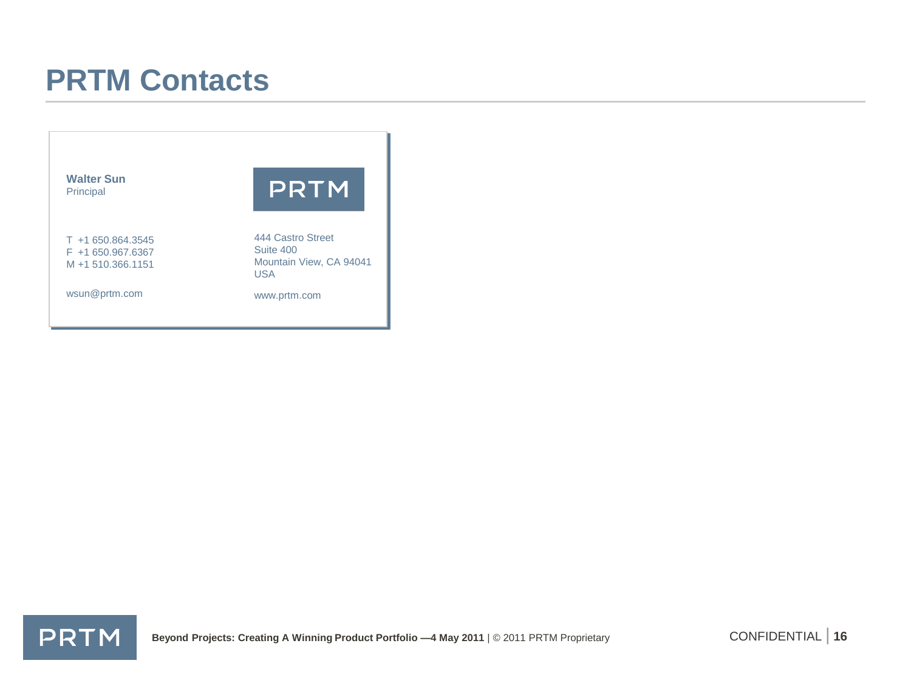# PRTM Contacts

**Walter Sun**
Principal

PRTM

T +1 650.864.3545
F +1 650.967.6367
M +1 510.366.1151

wsun@prtm.com

444 Castro Street
Suite 400
Mountain View, CA 94041
USA

www.prtm.com